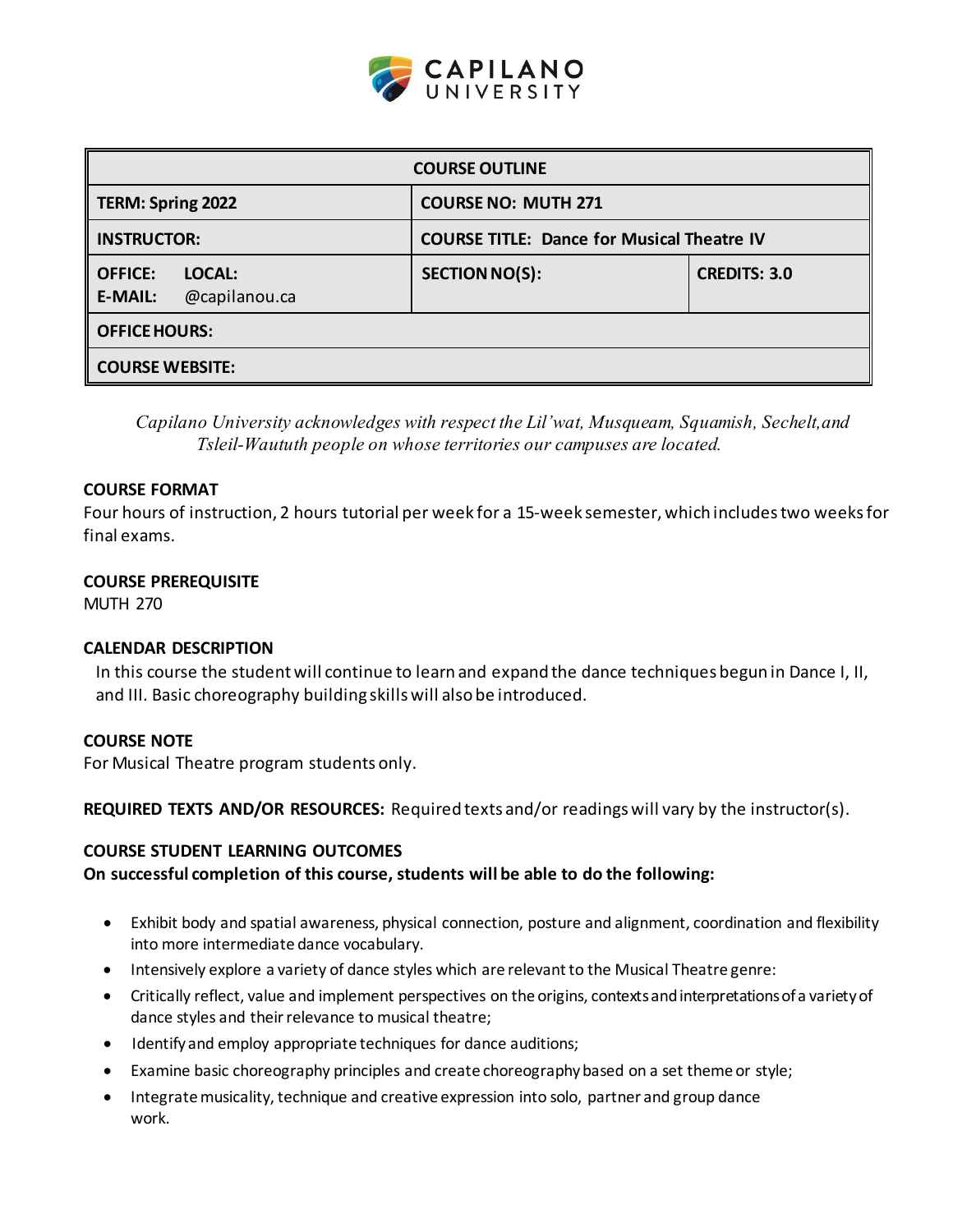| COURSE OUTLINE | | |
|---|---|---|
| **TERM: Spring 2022** | **COURSE NO: MUTH 271** | |
| **INSTRUCTOR:** | **COURSE TITLE: Dance for Musical Theatre IV** | |
| **OFFICE: LOCAL:** <br> **E-MAIL:** @capilanou.ca | **SECTION NO(S):** | **CREDITS: 3.0** |
| **OFFICE HOURS:** | | |
| **COURSE WEBSITE:** | | |

*Capilano University acknowledges with respect the Lil'wat, Musqueam, Squamish, Sechelt, and Tsleil-Waututh people on whose territories our campuses are located.*

**COURSE FORMAT**
Four hours of instruction, 2 hours tutorial per week for a 15-week semester, which includes two weeks for final exams.

**COURSE PREREQUISITE**
MUTH 270

**CALENDAR DESCRIPTION**
In this course the student will continue to learn and expand the dance techniques begun in Dance I, II, and III. Basic choreography building skills will also be introduced.

**COURSE NOTE**
For Musical Theatre program students only.

**REQUIRED TEXTS AND/OR RESOURCES:** Required texts and/or readings will vary by the instructor(s).

**COURSE STUDENT LEARNING OUTCOMES**
**On successful completion of this course, students will be able to do the following:**

- Exhibit body and spatial awareness, physical connection, posture and alignment, coordination and flexibility into more intermediate dance vocabulary.
- Intensively explore a variety of dance styles which are relevant to the Musical Theatre genre:
- Critically reflect, value and implement perspectives on the origins, contexts and interpretations of a variety of dance styles and their relevance to musical theatre;
- Identify and employ appropriate techniques for dance auditions;
- Examine basic choreography principles and create choreography based on a set theme or style;
- Integrate musicality, technique and creative expression into solo, partner and group dance work.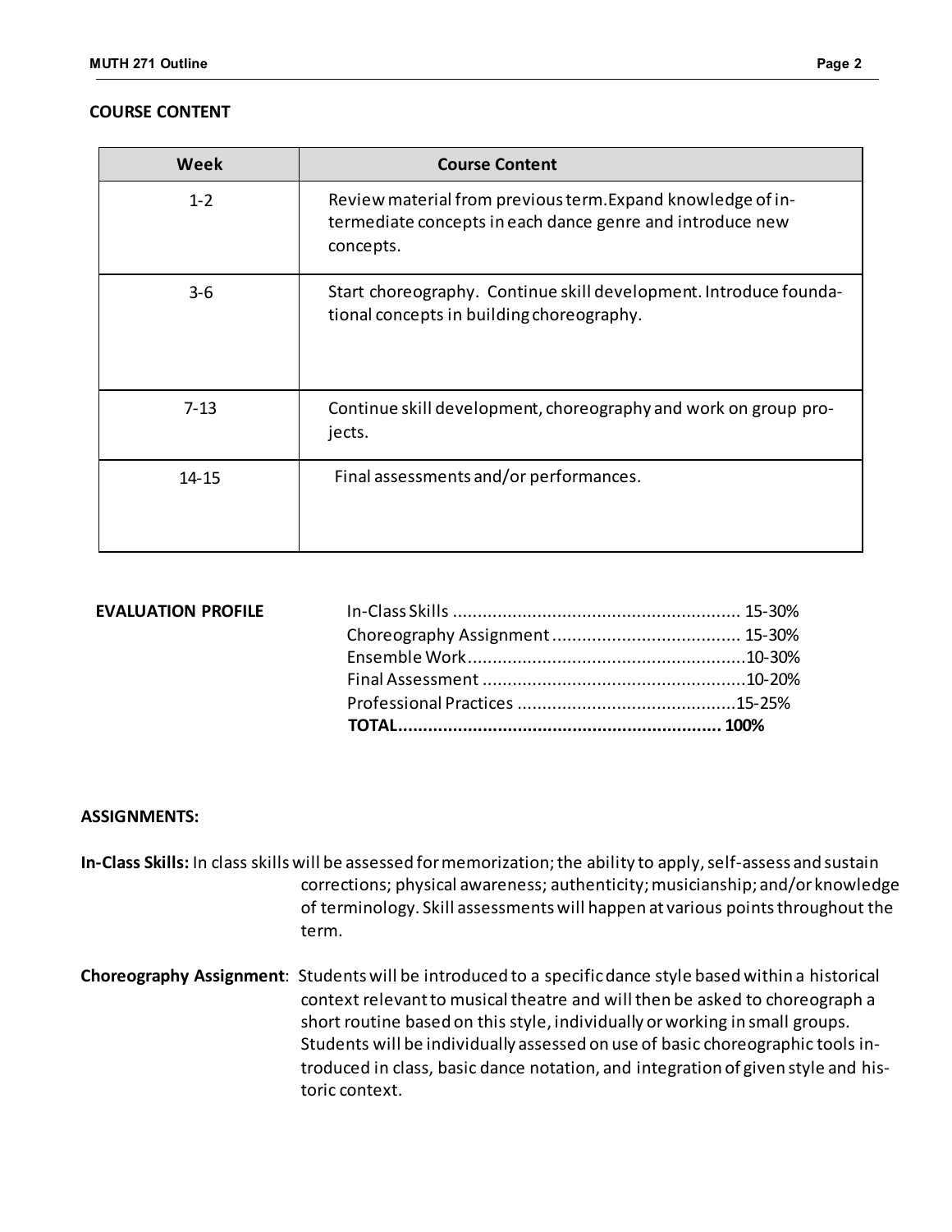## COURSE CONTENT

| Week | Course Content |
|---|---|
| 1-2 | Review material from previous term.Expand knowledge of intermediate concepts in each dance genre and introduce new concepts. |
| 3-6 | Start choreography. Continue skill development. Introduce foundational concepts in building choreography. |
| 7-13 | Continue skill development, choreography and work on group projects. |
| 14-15 | Final assessments and/or performances. |

**EVALUATION PROFILE**

| | |
|---|---|
| In-Class Skills | 15-30% |
| Choreography Assignment | 15-30% |
| Ensemble Work | 10-30% |
| Final Assessment | 10-20% |
| Professional Practices | 15-25% |
| **TOTAL** | **100%** |

**ASSIGNMENTS:**

**In-Class Skills:** In class skills will be assessed for memorization; the ability to apply, self-assess and sustain corrections; physical awareness; authenticity; musicianship; and/or knowledge of terminology. Skill assessments will happen at various points throughout the term.

**Choreography Assignment**: Students will be introduced to a specific dance style based within a historical context relevant to musical theatre and will then be asked to choreograph a short routine based on this style, individually or working in small groups. Students will be individually assessed on use of basic choreographic tools introduced in class, basic dance notation, and integration of given style and historic context.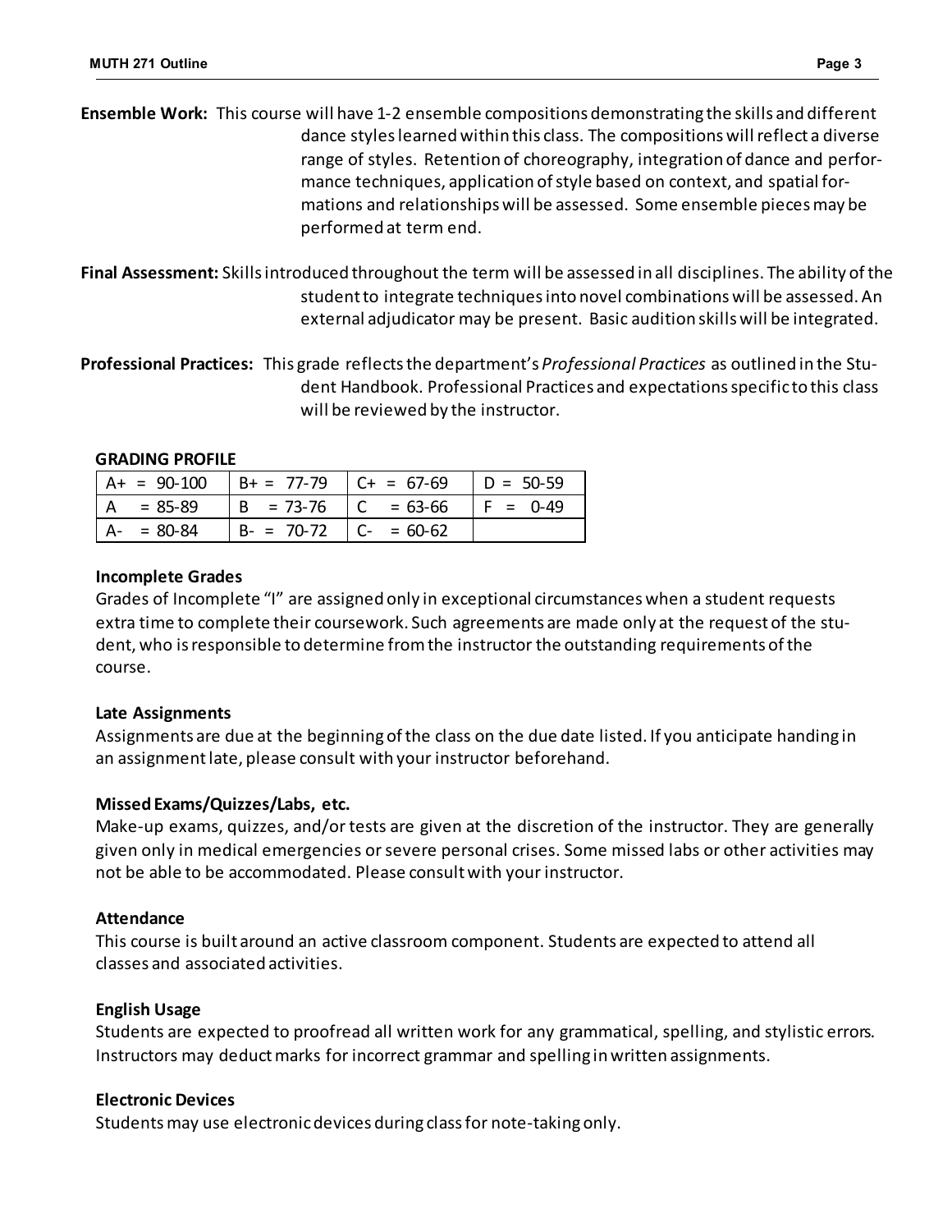**Ensemble Work:** This course will have 1-2 ensemble compositions demonstrating the skills and different dance styles learned within this class. The compositions will reflect a diverse range of styles. Retention of choreography, integration of dance and performance techniques, application of style based on context, and spatial formations and relationships will be assessed. Some ensemble pieces may be performed at term end.

**Final Assessment:** Skills introduced throughout the term will be assessed in all disciplines. The ability of the student to integrate techniques into novel combinations will be assessed. An external adjudicator may be present. Basic audition skills will be integrated.

**Professional Practices:** This grade reflects the department's *Professional Practices* as outlined in the Student Handbook. Professional Practices and expectations specific to this class will be reviewed by the instructor.

**GRADING PROFILE**

| | | | |
|---|---|---|---|
| A+ = 90-100 | B+ = 77-79 | C+ = 67-69 | D = 50-59 |
| A = 85-89 | B = 73-76 | C = 63-66 | F = 0-49 |
| A- = 80-84 | B- = 70-72 | C- = 60-62 | |

**Incomplete Grades**

Grades of Incomplete "I" are assigned only in exceptional circumstances when a student requests extra time to complete their coursework. Such agreements are made only at the request of the student, who is responsible to determine from the instructor the outstanding requirements of the course.

**Late Assignments**

Assignments are due at the beginning of the class on the due date listed. If you anticipate handing in an assignment late, please consult with your instructor beforehand.

**Missed Exams/Quizzes/Labs, etc.**

Make-up exams, quizzes, and/or tests are given at the discretion of the instructor. They are generally given only in medical emergencies or severe personal crises. Some missed labs or other activities may not be able to be accommodated. Please consult with your instructor.

**Attendance**

This course is built around an active classroom component. Students are expected to attend all classes and associated activities.

**English Usage**

Students are expected to proofread all written work for any grammatical, spelling, and stylistic errors. Instructors may deduct marks for incorrect grammar and spelling in written assignments.

**Electronic Devices**

Students may use electronic devices during class for note-taking only.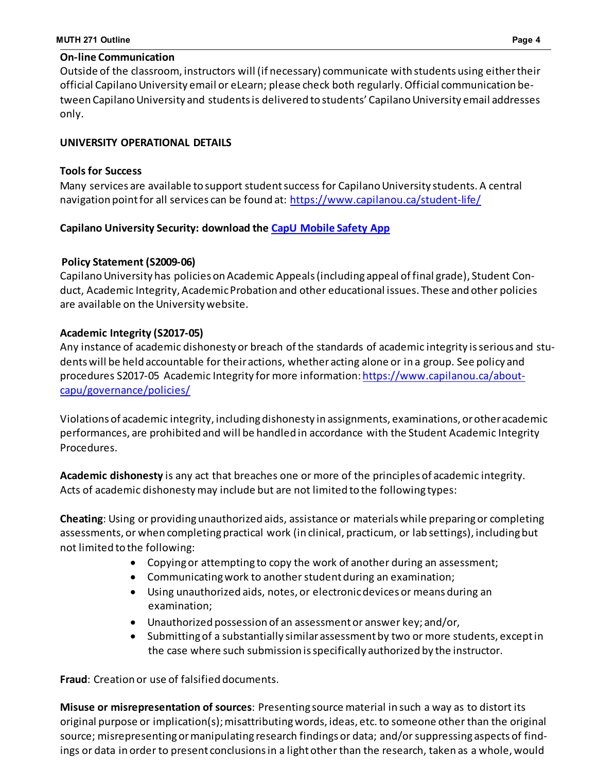**On-line Communication**

Outside of the classroom, instructors will (if necessary) communicate with students using either their official Capilano University email or eLearn; please check both regularly. Official communication between Capilano University and students is delivered to students' Capilano University email addresses only.

**UNIVERSITY OPERATIONAL DETAILS**

**Tools for Success**

Many services are available to support student success for Capilano University students. A central navigation point for all services can be found at: https://www.capilanou.ca/student-life/

**Capilano University Security: download the CapU Mobile Safety App**

**Policy Statement (S2009-06)**

Capilano University has policies on Academic Appeals (including appeal of final grade), Student Conduct, Academic Integrity, Academic Probation and other educational issues. These and other policies are available on the University website.

**Academic Integrity (S2017-05)**

Any instance of academic dishonesty or breach of the standards of academic integrity is serious and students will be held accountable for their actions, whether acting alone or in a group. See policy and procedures S2017-05 Academic Integrity for more information: https://www.capilanou.ca/about-capu/governance/policies/

Violations of academic integrity, including dishonesty in assignments, examinations, or other academic performances, are prohibited and will be handled in accordance with the Student Academic Integrity Procedures.

**Academic dishonesty** is any act that breaches one or more of the principles of academic integrity. Acts of academic dishonesty may include but are not limited to the following types:

**Cheating**: Using or providing unauthorized aids, assistance or materials while preparing or completing assessments, or when completing practical work (in clinical, practicum, or lab settings), including but not limited to the following:

- Copying or attempting to copy the work of another during an assessment;
- Communicating work to another student during an examination;
- Using unauthorized aids, notes, or electronic devices or means during an examination;
- Unauthorized possession of an assessment or answer key; and/or,
- Submitting of a substantially similar assessment by two or more students, except in the case where such submission is specifically authorized by the instructor.

**Fraud**: Creation or use of falsified documents.

**Misuse or misrepresentation of sources**: Presenting source material in such a way as to distort its original purpose or implication(s); misattributing words, ideas, etc. to someone other than the original source; misrepresenting or manipulating research findings or data; and/or suppressing aspects of findings or data in order to present conclusions in a light other than the research, taken as a whole, would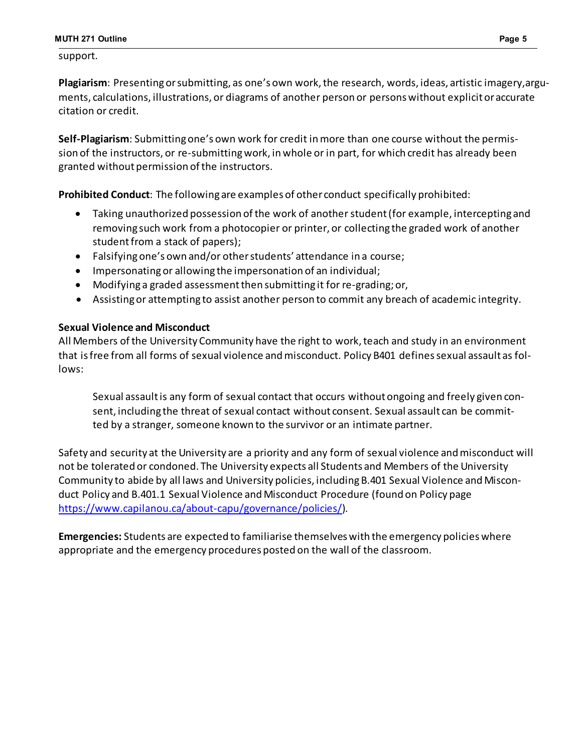support.

**Plagiarism**: Presenting or submitting, as one's own work, the research, words, ideas, artistic imagery, arguments, calculations, illustrations, or diagrams of another person or persons without explicit or accurate citation or credit.

**Self-Plagiarism**: Submitting one's own work for credit in more than one course without the permission of the instructors, or re-submitting work, in whole or in part, for which credit has already been granted without permission of the instructors.

**Prohibited Conduct**: The following are examples of other conduct specifically prohibited:

- Taking unauthorized possession of the work of another student (for example, intercepting and removing such work from a photocopier or printer, or collecting the graded work of another student from a stack of papers);
- Falsifying one's own and/or other students' attendance in a course;
- Impersonating or allowing the impersonation of an individual;
- Modifying a graded assessment then submitting it for re-grading; or,
- Assisting or attempting to assist another person to commit any breach of academic integrity.

**Sexual Violence and Misconduct**

All Members of the University Community have the right to work, teach and study in an environment that is free from all forms of sexual violence and misconduct. Policy B401 defines sexual assault as follows:

> Sexual assault is any form of sexual contact that occurs without ongoing and freely given consent, including the threat of sexual contact without consent. Sexual assault can be committed by a stranger, someone known to the survivor or an intimate partner.

Safety and security at the University are a priority and any form of sexual violence and misconduct will not be tolerated or condoned. The University expects all Students and Members of the University Community to abide by all laws and University policies, including B.401 Sexual Violence and Misconduct Policy and B.401.1 Sexual Violence and Misconduct Procedure (found on Policy page https://www.capilanou.ca/about-capu/governance/policies/).

**Emergencies:** Students are expected to familiarise themselves with the emergency policies where appropriate and the emergency procedures posted on the wall of the classroom.